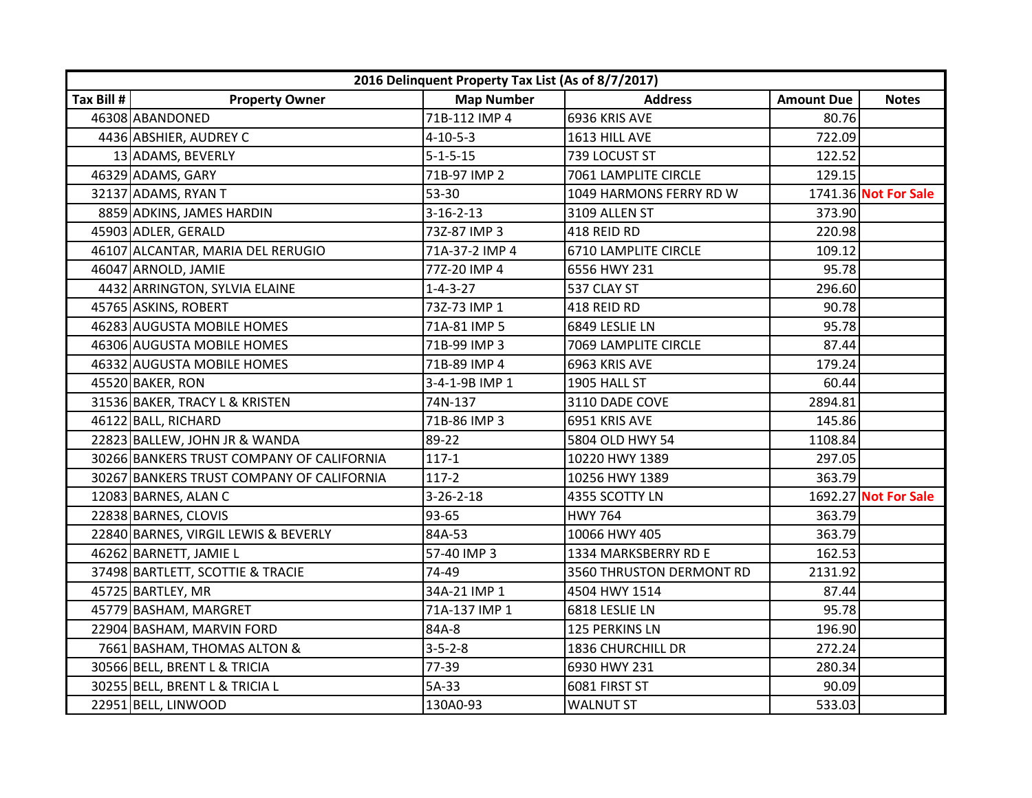| 2016 Delinquent Property Tax List (As of 8/7/2017) | | | | | |
|---|---|---|---|---|---|
| Tax Bill # | Property Owner | Map Number | Address | Amount Due | Notes |
| 46308 | ABANDONED | 71B-112 IMP 4 | 6936 KRIS AVE | 80.76 | |
| 4436 | ABSHIER, AUDREY C | 4-10-5-3 | 1613 HILL AVE | 722.09 | |
| 13 | ADAMS, BEVERLY | 5-1-5-15 | 739 LOCUST ST | 122.52 | |
| 46329 | ADAMS, GARY | 71B-97 IMP 2 | 7061 LAMPLITE CIRCLE | 129.15 | |
| 32137 | ADAMS, RYAN T | 53-30 | 1049 HARMONS FERRY RD W | 1741.36 | **Not For Sale** |
| 8859 | ADKINS, JAMES HARDIN | 3-16-2-13 | 3109 ALLEN ST | 373.90 | |
| 45903 | ADLER, GERALD | 73Z-87 IMP 3 | 418 REID RD | 220.98 | |
| 46107 | ALCANTAR, MARIA DEL RERUGIO | 71A-37-2 IMP 4 | 6710 LAMPLITE CIRCLE | 109.12 | |
| 46047 | ARNOLD, JAMIE | 77Z-20 IMP 4 | 6556 HWY 231 | 95.78 | |
| 4432 | ARRINGTON, SYLVIA ELAINE | 1-4-3-27 | 537 CLAY ST | 296.60 | |
| 45765 | ASKINS, ROBERT | 73Z-73 IMP 1 | 418 REID RD | 90.78 | |
| 46283 | AUGUSTA MOBILE HOMES | 71A-81 IMP 5 | 6849 LESLIE LN | 95.78 | |
| 46306 | AUGUSTA MOBILE HOMES | 71B-99 IMP 3 | 7069 LAMPLITE CIRCLE | 87.44 | |
| 46332 | AUGUSTA MOBILE HOMES | 71B-89 IMP 4 | 6963 KRIS AVE | 179.24 | |
| 45520 | BAKER, RON | 3-4-1-9B IMP 1 | 1905 HALL ST | 60.44 | |
| 31536 | BAKER, TRACY L & KRISTEN | 74N-137 | 3110 DADE COVE | 2894.81 | |
| 46122 | BALL, RICHARD | 71B-86 IMP 3 | 6951 KRIS AVE | 145.86 | |
| 22823 | BALLEW, JOHN JR & WANDA | 89-22 | 5804 OLD HWY 54 | 1108.84 | |
| 30266 | BANKERS TRUST COMPANY OF CALIFORNIA | 117-1 | 10220 HWY 1389 | 297.05 | |
| 30267 | BANKERS TRUST COMPANY OF CALIFORNIA | 117-2 | 10256 HWY 1389 | 363.79 | |
| 12083 | BARNES, ALAN C | 3-26-2-18 | 4355 SCOTTY LN | 1692.27 | **Not For Sale** |
| 22838 | BARNES, CLOVIS | 93-65 | HWY 764 | 363.79 | |
| 22840 | BARNES, VIRGIL LEWIS & BEVERLY | 84A-53 | 10066 HWY 405 | 363.79 | |
| 46262 | BARNETT, JAMIE L | 57-40 IMP 3 | 1334 MARKSBERRY RD E | 162.53 | |
| 37498 | BARTLETT, SCOTTIE & TRACIE | 74-49 | 3560 THRUSTON DERMONT RD | 2131.92 | |
| 45725 | BARTLEY, MR | 34A-21 IMP 1 | 4504 HWY 1514 | 87.44 | |
| 45779 | BASHAM, MARGRET | 71A-137 IMP 1 | 6818 LESLIE LN | 95.78 | |
| 22904 | BASHAM, MARVIN FORD | 84A-8 | 125 PERKINS LN | 196.90 | |
| 7661 | BASHAM, THOMAS ALTON & | 3-5-2-8 | 1836 CHURCHILL DR | 272.24 | |
| 30566 | BELL, BRENT L & TRICIA | 77-39 | 6930 HWY 231 | 280.34 | |
| 30255 | BELL, BRENT L & TRICIA L | 5A-33 | 6081 FIRST ST | 90.09 | |
| 22951 | BELL, LINWOOD | 130A0-93 | WALNUT ST | 533.03 | |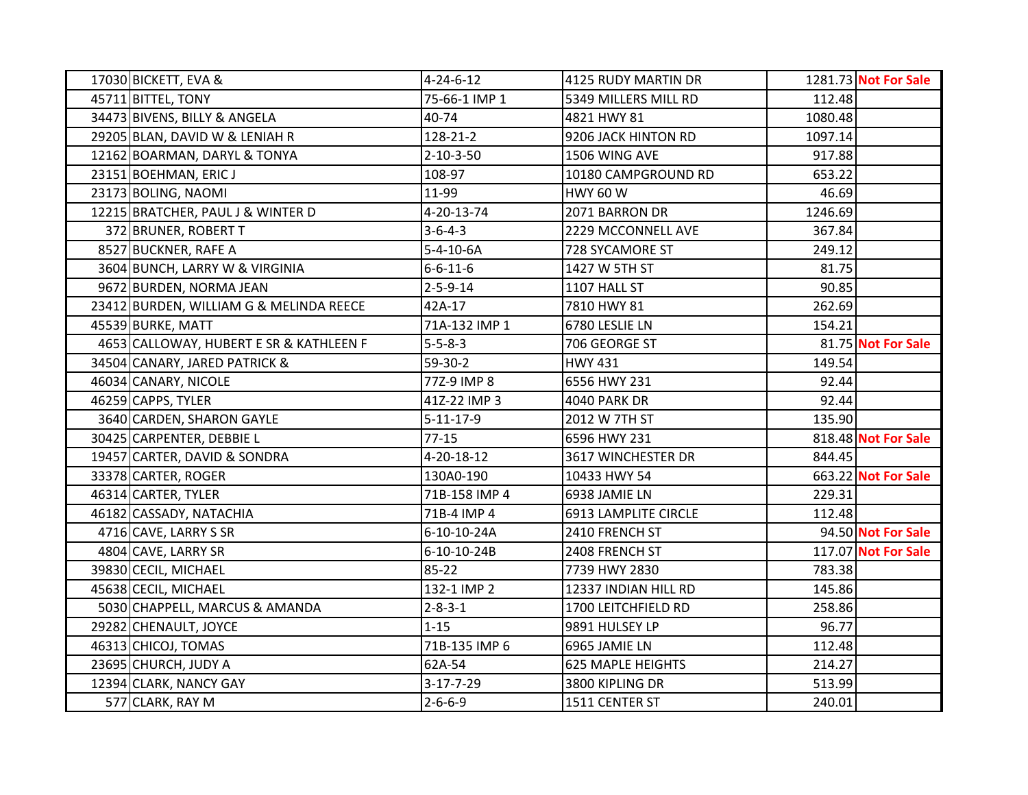| | | | | | |
|---|---|---|---|---|---|
| 17030 | BICKETT, EVA & | 4-24-6-12 | 4125 RUDY MARTIN DR | 1281.73 | **Not For Sale** |
| 45711 | BITTEL, TONY | 75-66-1 IMP 1 | 5349 MILLERS MILL RD | 112.48 | |
| 34473 | BIVENS, BILLY & ANGELA | 40-74 | 4821 HWY 81 | 1080.48 | |
| 29205 | BLAN, DAVID W & LENIAH R | 128-21-2 | 9206 JACK HINTON RD | 1097.14 | |
| 12162 | BOARMAN, DARYL & TONYA | 2-10-3-50 | 1506 WING AVE | 917.88 | |
| 23151 | BOEHMAN, ERIC J | 108-97 | 10180 CAMPGROUND RD | 653.22 | |
| 23173 | BOLING, NAOMI | 11-99 | HWY 60 W | 46.69 | |
| 12215 | BRATCHER, PAUL J & WINTER D | 4-20-13-74 | 2071 BARRON DR | 1246.69 | |
| 372 | BRUNER, ROBERT T | 3-6-4-3 | 2229 MCCONNELL AVE | 367.84 | |
| 8527 | BUCKNER, RAFE A | 5-4-10-6A | 728 SYCAMORE ST | 249.12 | |
| 3604 | BUNCH, LARRY W & VIRGINIA | 6-6-11-6 | 1427 W 5TH ST | 81.75 | |
| 9672 | BURDEN, NORMA JEAN | 2-5-9-14 | 1107 HALL ST | 90.85 | |
| 23412 | BURDEN, WILLIAM G & MELINDA REECE | 42A-17 | 7810 HWY 81 | 262.69 | |
| 45539 | BURKE, MATT | 71A-132 IMP 1 | 6780 LESLIE LN | 154.21 | |
| 4653 | CALLOWAY, HUBERT E SR & KATHLEEN F | 5-5-8-3 | 706 GEORGE ST | 81.75 | **Not For Sale** |
| 34504 | CANARY, JARED PATRICK & | 59-30-2 | HWY 431 | 149.54 | |
| 46034 | CANARY, NICOLE | 77Z-9 IMP 8 | 6556 HWY 231 | 92.44 | |
| 46259 | CAPPS, TYLER | 41Z-22 IMP 3 | 4040 PARK DR | 92.44 | |
| 3640 | CARDEN, SHARON GAYLE | 5-11-17-9 | 2012 W 7TH ST | 135.90 | |
| 30425 | CARPENTER, DEBBIE L | 77-15 | 6596 HWY 231 | 818.48 | **Not For Sale** |
| 19457 | CARTER, DAVID & SONDRA | 4-20-18-12 | 3617 WINCHESTER DR | 844.45 | |
| 33378 | CARTER, ROGER | 130A0-190 | 10433 HWY 54 | 663.22 | **Not For Sale** |
| 46314 | CARTER, TYLER | 71B-158 IMP 4 | 6938 JAMIE LN | 229.31 | |
| 46182 | CASSADY, NATACHIA | 71B-4 IMP 4 | 6913 LAMPLITE CIRCLE | 112.48 | |
| 4716 | CAVE, LARRY S SR | 6-10-10-24A | 2410 FRENCH ST | 94.50 | **Not For Sale** |
| 4804 | CAVE, LARRY SR | 6-10-10-24B | 2408 FRENCH ST | 117.07 | **Not For Sale** |
| 39830 | CECIL, MICHAEL | 85-22 | 7739 HWY 2830 | 783.38 | |
| 45638 | CECIL, MICHAEL | 132-1 IMP 2 | 12337 INDIAN HILL RD | 145.86 | |
| 5030 | CHAPPELL, MARCUS & AMANDA | 2-8-3-1 | 1700 LEITCHFIELD RD | 258.86 | |
| 29282 | CHENAULT, JOYCE | 1-15 | 9891 HULSEY LP | 96.77 | |
| 46313 | CHICOJ, TOMAS | 71B-135 IMP 6 | 6965 JAMIE LN | 112.48 | |
| 23695 | CHURCH, JUDY A | 62A-54 | 625 MAPLE HEIGHTS | 214.27 | |
| 12394 | CLARK, NANCY GAY | 3-17-7-29 | 3800 KIPLING DR | 513.99 | |
| 577 | CLARK, RAY M | 2-6-6-9 | 1511 CENTER ST | 240.01 | |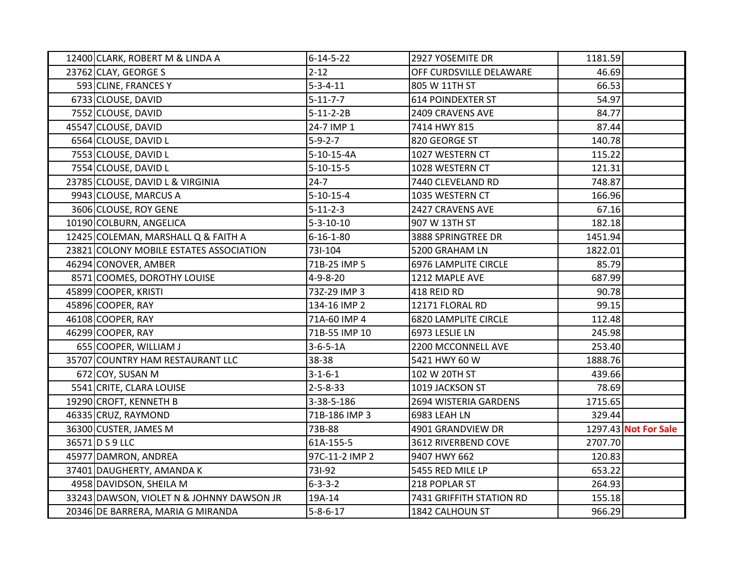| | | | | | |
|---|---|---|---|---|---|
| 12400 | CLARK, ROBERT M & LINDA A | 6-14-5-22 | 2927 YOSEMITE DR | 1181.59 | |
| 23762 | CLAY, GEORGE S | 2-12 | OFF CURDSVILLE DELAWARE | 46.69 | |
| 593 | CLINE, FRANCES Y | 5-3-4-11 | 805 W 11TH ST | 66.53 | |
| 6733 | CLOUSE, DAVID | 5-11-7-7 | 614 POINDEXTER ST | 54.97 | |
| 7552 | CLOUSE, DAVID | 5-11-2-2B | 2409 CRAVENS AVE | 84.77 | |
| 45547 | CLOUSE, DAVID | 24-7 IMP 1 | 7414 HWY 815 | 87.44 | |
| 6564 | CLOUSE, DAVID L | 5-9-2-7 | 820 GEORGE ST | 140.78 | |
| 7553 | CLOUSE, DAVID L | 5-10-15-4A | 1027 WESTERN CT | 115.22 | |
| 7554 | CLOUSE, DAVID L | 5-10-15-5 | 1028 WESTERN CT | 121.31 | |
| 23785 | CLOUSE, DAVID L & VIRGINIA | 24-7 | 7440 CLEVELAND RD | 748.87 | |
| 9943 | CLOUSE, MARCUS A | 5-10-15-4 | 1035 WESTERN CT | 166.96 | |
| 3606 | CLOUSE, ROY GENE | 5-11-2-3 | 2427 CRAVENS AVE | 67.16 | |
| 10190 | COLBURN, ANGELICA | 5-3-10-10 | 907 W 13TH ST | 182.18 | |
| 12425 | COLEMAN, MARSHALL Q & FAITH A | 6-16-1-80 | 3888 SPRINGTREE DR | 1451.94 | |
| 23821 | COLONY MOBILE ESTATES ASSOCIATION | 73I-104 | 5200 GRAHAM LN | 1822.01 | |
| 46294 | CONOVER, AMBER | 71B-25 IMP 5 | 6976 LAMPLITE CIRCLE | 85.79 | |
| 8571 | COOMES, DOROTHY LOUISE | 4-9-8-20 | 1212 MAPLE AVE | 687.99 | |
| 45899 | COOPER, KRISTI | 73Z-29 IMP 3 | 418 REID RD | 90.78 | |
| 45896 | COOPER, RAY | 134-16 IMP 2 | 12171 FLORAL RD | 99.15 | |
| 46108 | COOPER, RAY | 71A-60 IMP 4 | 6820 LAMPLITE CIRCLE | 112.48 | |
| 46299 | COOPER, RAY | 71B-55 IMP 10 | 6973 LESLIE LN | 245.98 | |
| 655 | COOPER, WILLIAM J | 3-6-5-1A | 2200 MCCONNELL AVE | 253.40 | |
| 35707 | COUNTRY HAM RESTAURANT LLC | 38-38 | 5421 HWY 60 W | 1888.76 | |
| 672 | COY, SUSAN M | 3-1-6-1 | 102 W 20TH ST | 439.66 | |
| 5541 | CRITE, CLARA LOUISE | 2-5-8-33 | 1019 JACKSON ST | 78.69 | |
| 19290 | CROFT, KENNETH B | 3-38-5-186 | 2694 WISTERIA GARDENS | 1715.65 | |
| 46335 | CRUZ, RAYMOND | 71B-186 IMP 3 | 6983 LEAH LN | 329.44 | |
| 36300 | CUSTER, JAMES M | 73B-88 | 4901 GRANDVIEW DR | 1297.43 | **Not For Sale** |
| 36571 | D S 9 LLC | 61A-155-5 | 3612 RIVERBEND COVE | 2707.70 | |
| 45977 | DAMRON, ANDREA | 97C-11-2 IMP 2 | 9407 HWY 662 | 120.83 | |
| 37401 | DAUGHERTY, AMANDA K | 73I-92 | 5455 RED MILE LP | 653.22 | |
| 4958 | DAVIDSON, SHEILA M | 6-3-3-2 | 218 POPLAR ST | 264.93 | |
| 33243 | DAWSON, VIOLET N & JOHNNY DAWSON JR | 19A-14 | 7431 GRIFFITH STATION RD | 155.18 | |
| 20346 | DE BARRERA, MARIA G MIRANDA | 5-8-6-17 | 1842 CALHOUN ST | 966.29 | |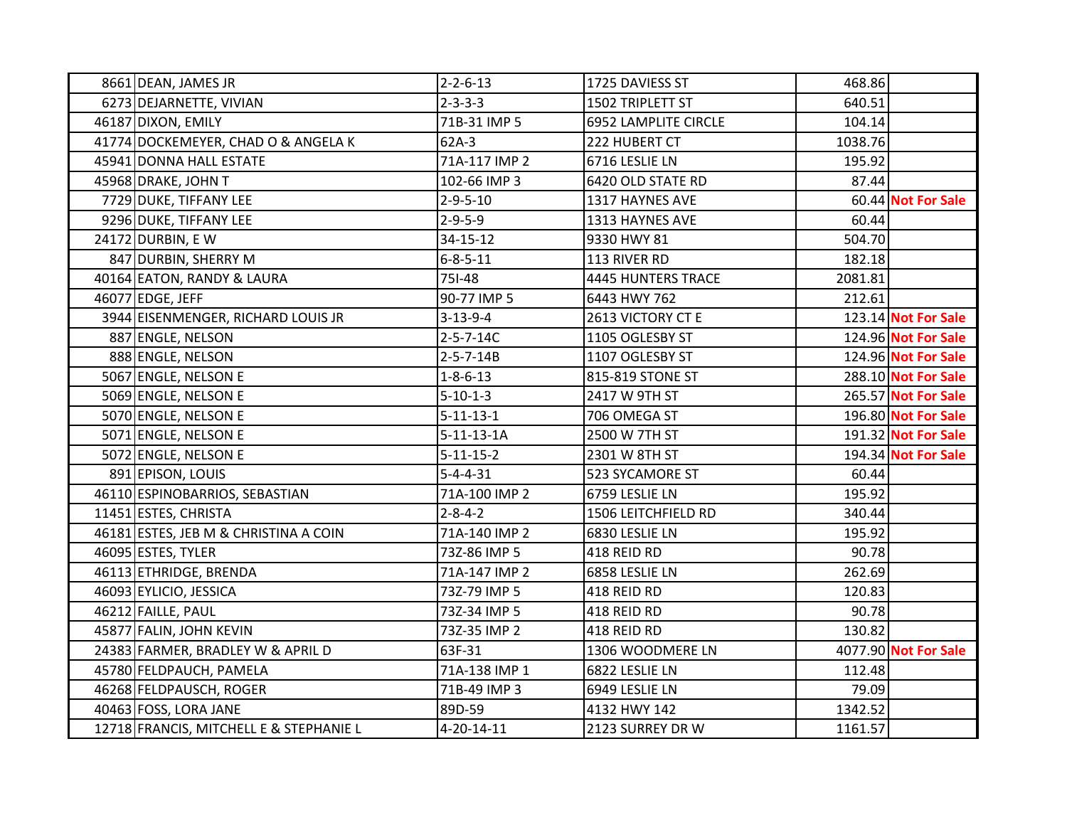| | | | | | |
|---|---|---|---|---|---|
| 8661 | DEAN, JAMES JR | 2-2-6-13 | 1725 DAVIESS ST | 468.86 | |
| 6273 | DEJARNETTE, VIVIAN | 2-3-3-3 | 1502 TRIPLETT ST | 640.51 | |
| 46187 | DIXON, EMILY | 71B-31 IMP 5 | 6952 LAMPLITE CIRCLE | 104.14 | |
| 41774 | DOCKEMEYER, CHAD O & ANGELA K | 62A-3 | 222 HUBERT CT | 1038.76 | |
| 45941 | DONNA HALL ESTATE | 71A-117 IMP 2 | 6716 LESLIE LN | 195.92 | |
| 45968 | DRAKE, JOHN T | 102-66 IMP 3 | 6420 OLD STATE RD | 87.44 | |
| 7729 | DUKE, TIFFANY LEE | 2-9-5-10 | 1317 HAYNES AVE | 60.44 | Not For Sale |
| 9296 | DUKE, TIFFANY LEE | 2-9-5-9 | 1313 HAYNES AVE | 60.44 | |
| 24172 | DURBIN, E W | 34-15-12 | 9330 HWY 81 | 504.70 | |
| 847 | DURBIN, SHERRY M | 6-8-5-11 | 113 RIVER RD | 182.18 | |
| 40164 | EATON, RANDY & LAURA | 75I-48 | 4445 HUNTERS TRACE | 2081.81 | |
| 46077 | EDGE, JEFF | 90-77 IMP 5 | 6443 HWY 762 | 212.61 | |
| 3944 | EISENMENGER, RICHARD LOUIS JR | 3-13-9-4 | 2613 VICTORY CT E | 123.14 | Not For Sale |
| 887 | ENGLE, NELSON | 2-5-7-14C | 1105 OGLESBY ST | 124.96 | Not For Sale |
| 888 | ENGLE, NELSON | 2-5-7-14B | 1107 OGLESBY ST | 124.96 | Not For Sale |
| 5067 | ENGLE, NELSON E | 1-8-6-13 | 815-819 STONE ST | 288.10 | Not For Sale |
| 5069 | ENGLE, NELSON E | 5-10-1-3 | 2417 W 9TH ST | 265.57 | Not For Sale |
| 5070 | ENGLE, NELSON E | 5-11-13-1 | 706 OMEGA ST | 196.80 | Not For Sale |
| 5071 | ENGLE, NELSON E | 5-11-13-1A | 2500 W 7TH ST | 191.32 | Not For Sale |
| 5072 | ENGLE, NELSON E | 5-11-15-2 | 2301 W 8TH ST | 194.34 | Not For Sale |
| 891 | EPISON, LOUIS | 5-4-4-31 | 523 SYCAMORE ST | 60.44 | |
| 46110 | ESPINOBARRIOS, SEBASTIAN | 71A-100 IMP 2 | 6759 LESLIE LN | 195.92 | |
| 11451 | ESTES, CHRISTA | 2-8-4-2 | 1506 LEITCHFIELD RD | 340.44 | |
| 46181 | ESTES, JEB M & CHRISTINA A COIN | 71A-140 IMP 2 | 6830 LESLIE LN | 195.92 | |
| 46095 | ESTES, TYLER | 73Z-86 IMP 5 | 418 REID RD | 90.78 | |
| 46113 | ETHRIDGE, BRENDA | 71A-147 IMP 2 | 6858 LESLIE LN | 262.69 | |
| 46093 | EYLICIO, JESSICA | 73Z-79 IMP 5 | 418 REID RD | 120.83 | |
| 46212 | FAILLE, PAUL | 73Z-34 IMP 5 | 418 REID RD | 90.78 | |
| 45877 | FALIN, JOHN KEVIN | 73Z-35 IMP 2 | 418 REID RD | 130.82 | |
| 24383 | FARMER, BRADLEY W & APRIL D | 63F-31 | 1306 WOODMERE LN | 4077.90 | Not For Sale |
| 45780 | FELDPAUCH, PAMELA | 71A-138 IMP 1 | 6822 LESLIE LN | 112.48 | |
| 46268 | FELDPAUSCH, ROGER | 71B-49 IMP 3 | 6949 LESLIE LN | 79.09 | |
| 40463 | FOSS, LORA JANE | 89D-59 | 4132 HWY 142 | 1342.52 | |
| 12718 | FRANCIS, MITCHELL E & STEPHANIE L | 4-20-14-11 | 2123 SURREY DR W | 1161.57 | |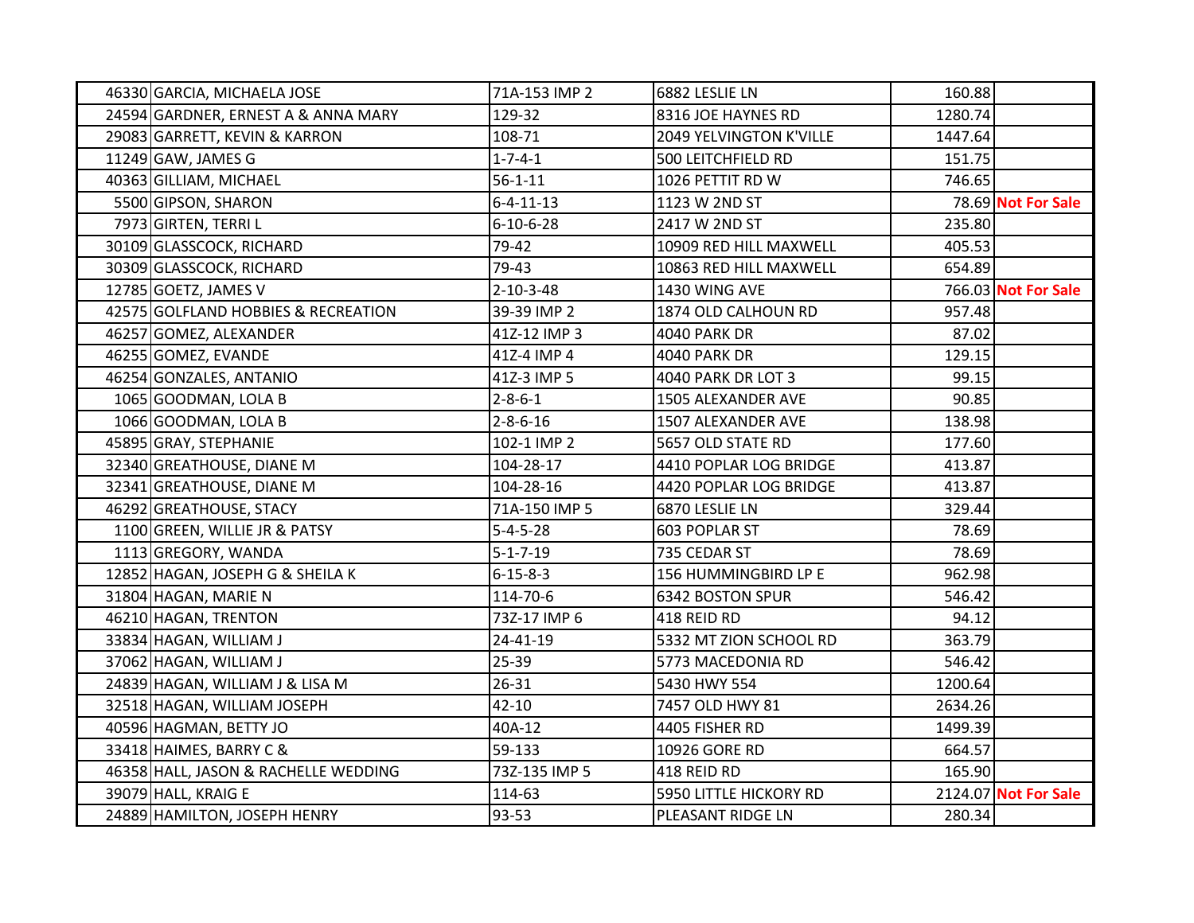| | | | | | |
|---|---|---|---|---|---|
| 46330 | GARCIA, MICHAELA JOSE | 71A-153 IMP 2 | 6882 LESLIE LN | 160.88 | |
| 24594 | GARDNER, ERNEST A & ANNA MARY | 129-32 | 8316 JOE HAYNES RD | 1280.74 | |
| 29083 | GARRETT, KEVIN & KARRON | 108-71 | 2049 YELVINGTON K'VILLE | 1447.64 | |
| 11249 | GAW, JAMES G | 1-7-4-1 | 500 LEITCHFIELD RD | 151.75 | |
| 40363 | GILLIAM, MICHAEL | 56-1-11 | 1026 PETTIT RD W | 746.65 | |
| 5500 | GIPSON, SHARON | 6-4-11-13 | 1123 W 2ND ST | 78.69 | **Not For Sale** |
| 7973 | GIRTEN, TERRI L | 6-10-6-28 | 2417 W 2ND ST | 235.80 | |
| 30109 | GLASSCOCK, RICHARD | 79-42 | 10909 RED HILL MAXWELL | 405.53 | |
| 30309 | GLASSCOCK, RICHARD | 79-43 | 10863 RED HILL MAXWELL | 654.89 | |
| 12785 | GOETZ, JAMES V | 2-10-3-48 | 1430 WING AVE | 766.03 | **Not For Sale** |
| 42575 | GOLFLAND HOBBIES & RECREATION | 39-39 IMP 2 | 1874 OLD CALHOUN RD | 957.48 | |
| 46257 | GOMEZ, ALEXANDER | 41Z-12 IMP 3 | 4040 PARK DR | 87.02 | |
| 46255 | GOMEZ, EVANDE | 41Z-4 IMP 4 | 4040 PARK DR | 129.15 | |
| 46254 | GONZALES, ANTANIO | 41Z-3 IMP 5 | 4040 PARK DR LOT 3 | 99.15 | |
| 1065 | GOODMAN, LOLA B | 2-8-6-1 | 1505 ALEXANDER AVE | 90.85 | |
| 1066 | GOODMAN, LOLA B | 2-8-6-16 | 1507 ALEXANDER AVE | 138.98 | |
| 45895 | GRAY, STEPHANIE | 102-1 IMP 2 | 5657 OLD STATE RD | 177.60 | |
| 32340 | GREATHOUSE, DIANE M | 104-28-17 | 4410 POPLAR LOG BRIDGE | 413.87 | |
| 32341 | GREATHOUSE, DIANE M | 104-28-16 | 4420 POPLAR LOG BRIDGE | 413.87 | |
| 46292 | GREATHOUSE, STACY | 71A-150 IMP 5 | 6870 LESLIE LN | 329.44 | |
| 1100 | GREEN, WILLIE JR & PATSY | 5-4-5-28 | 603 POPLAR ST | 78.69 | |
| 1113 | GREGORY, WANDA | 5-1-7-19 | 735 CEDAR ST | 78.69 | |
| 12852 | HAGAN, JOSEPH G & SHEILA K | 6-15-8-3 | 156 HUMMINGBIRD LP E | 962.98 | |
| 31804 | HAGAN, MARIE N | 114-70-6 | 6342 BOSTON SPUR | 546.42 | |
| 46210 | HAGAN, TRENTON | 73Z-17 IMP 6 | 418 REID RD | 94.12 | |
| 33834 | HAGAN, WILLIAM J | 24-41-19 | 5332 MT ZION SCHOOL RD | 363.79 | |
| 37062 | HAGAN, WILLIAM J | 25-39 | 5773 MACEDONIA RD | 546.42 | |
| 24839 | HAGAN, WILLIAM J & LISA M | 26-31 | 5430 HWY 554 | 1200.64 | |
| 32518 | HAGAN, WILLIAM JOSEPH | 42-10 | 7457 OLD HWY 81 | 2634.26 | |
| 40596 | HAGMAN, BETTY JO | 40A-12 | 4405 FISHER RD | 1499.39 | |
| 33418 | HAIMES, BARRY C & | 59-133 | 10926 GORE RD | 664.57 | |
| 46358 | HALL, JASON & RACHELLE WEDDING | 73Z-135 IMP 5 | 418 REID RD | 165.90 | |
| 39079 | HALL, KRAIG E | 114-63 | 5950 LITTLE HICKORY RD | 2124.07 | **Not For Sale** |
| 24889 | HAMILTON, JOSEPH HENRY | 93-53 | PLEASANT RIDGE LN | 280.34 | |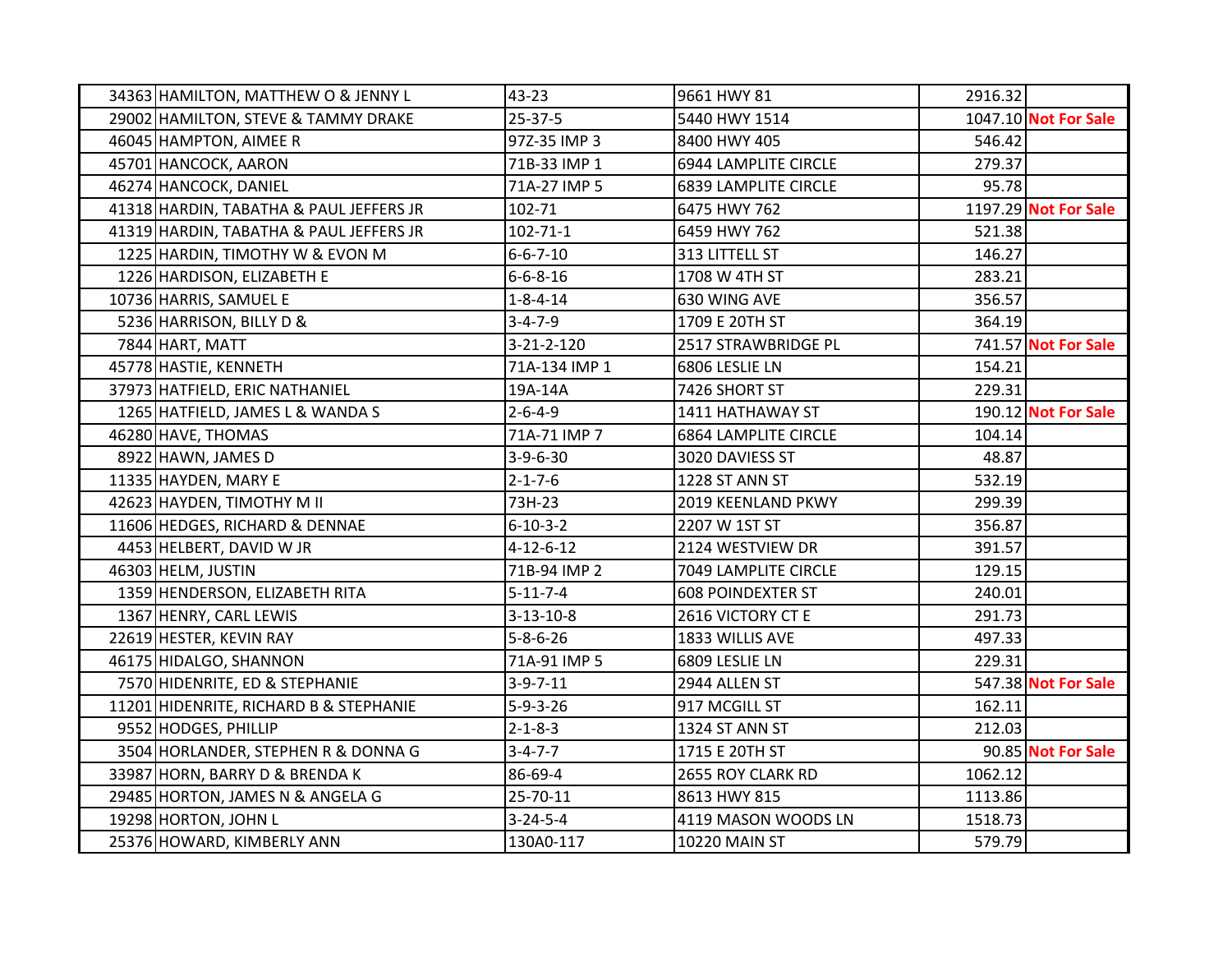| | | | | | |
|---|---|---|---|---|---|
| 34363 | HAMILTON, MATTHEW O & JENNY L | 43-23 | 9661 HWY 81 | 2916.32 | |
| 29002 | HAMILTON, STEVE & TAMMY DRAKE | 25-37-5 | 5440 HWY 1514 | 1047.10 | **Not For Sale** |
| 46045 | HAMPTON, AIMEE R | 97Z-35 IMP 3 | 8400 HWY 405 | 546.42 | |
| 45701 | HANCOCK, AARON | 71B-33 IMP 1 | 6944 LAMPLITE CIRCLE | 279.37 | |
| 46274 | HANCOCK, DANIEL | 71A-27 IMP 5 | 6839 LAMPLITE CIRCLE | 95.78 | |
| 41318 | HARDIN, TABATHA & PAUL JEFFERS JR | 102-71 | 6475 HWY 762 | 1197.29 | **Not For Sale** |
| 41319 | HARDIN, TABATHA & PAUL JEFFERS JR | 102-71-1 | 6459 HWY 762 | 521.38 | |
| 1225 | HARDIN, TIMOTHY W & EVON M | 6-6-7-10 | 313 LITTELL ST | 146.27 | |
| 1226 | HARDISON, ELIZABETH E | 6-6-8-16 | 1708 W 4TH ST | 283.21 | |
| 10736 | HARRIS, SAMUEL E | 1-8-4-14 | 630 WING AVE | 356.57 | |
| 5236 | HARRISON, BILLY D & | 3-4-7-9 | 1709 E 20TH ST | 364.19 | |
| 7844 | HART, MATT | 3-21-2-120 | 2517 STRAWBRIDGE PL | 741.57 | **Not For Sale** |
| 45778 | HASTIE, KENNETH | 71A-134 IMP 1 | 6806 LESLIE LN | 154.21 | |
| 37973 | HATFIELD, ERIC NATHANIEL | 19A-14A | 7426 SHORT ST | 229.31 | |
| 1265 | HATFIELD, JAMES L & WANDA S | 2-6-4-9 | 1411 HATHAWAY ST | 190.12 | **Not For Sale** |
| 46280 | HAVE, THOMAS | 71A-71 IMP 7 | 6864 LAMPLITE CIRCLE | 104.14 | |
| 8922 | HAWN, JAMES D | 3-9-6-30 | 3020 DAVIESS ST | 48.87 | |
| 11335 | HAYDEN, MARY E | 2-1-7-6 | 1228 ST ANN ST | 532.19 | |
| 42623 | HAYDEN, TIMOTHY M II | 73H-23 | 2019 KEENLAND PKWY | 299.39 | |
| 11606 | HEDGES, RICHARD & DENNAE | 6-10-3-2 | 2207 W 1ST ST | 356.87 | |
| 4453 | HELBERT, DAVID W JR | 4-12-6-12 | 2124 WESTVIEW DR | 391.57 | |
| 46303 | HELM, JUSTIN | 71B-94 IMP 2 | 7049 LAMPLITE CIRCLE | 129.15 | |
| 1359 | HENDERSON, ELIZABETH RITA | 5-11-7-4 | 608 POINDEXTER ST | 240.01 | |
| 1367 | HENRY, CARL LEWIS | 3-13-10-8 | 2616 VICTORY CT E | 291.73 | |
| 22619 | HESTER, KEVIN RAY | 5-8-6-26 | 1833 WILLIS AVE | 497.33 | |
| 46175 | HIDALGO, SHANNON | 71A-91 IMP 5 | 6809 LESLIE LN | 229.31 | |
| 7570 | HIDENRITE, ED & STEPHANIE | 3-9-7-11 | 2944 ALLEN ST | 547.38 | **Not For Sale** |
| 11201 | HIDENRITE, RICHARD B & STEPHANIE | 5-9-3-26 | 917 MCGILL ST | 162.11 | |
| 9552 | HODGES, PHILLIP | 2-1-8-3 | 1324 ST ANN ST | 212.03 | |
| 3504 | HORLANDER, STEPHEN R & DONNA G | 3-4-7-7 | 1715 E 20TH ST | 90.85 | **Not For Sale** |
| 33987 | HORN, BARRY D & BRENDA K | 86-69-4 | 2655 ROY CLARK RD | 1062.12 | |
| 29485 | HORTON, JAMES N & ANGELA G | 25-70-11 | 8613 HWY 815 | 1113.86 | |
| 19298 | HORTON, JOHN L | 3-24-5-4 | 4119 MASON WOODS LN | 1518.73 | |
| 25376 | HOWARD, KIMBERLY ANN | 130A0-117 | 10220 MAIN ST | 579.79 | |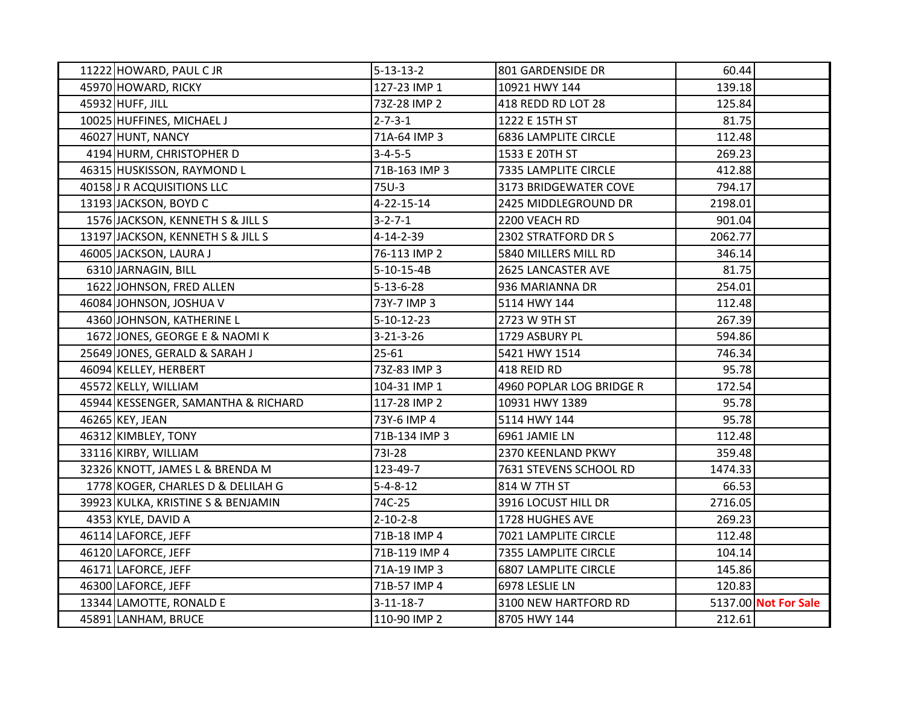| | | | | | |
|---|---|---|---|---|---|
| 11222 | HOWARD, PAUL C JR | 5-13-13-2 | 801 GARDENSIDE DR | 60.44 | |
| 45970 | HOWARD, RICKY | 127-23 IMP 1 | 10921 HWY 144 | 139.18 | |
| 45932 | HUFF, JILL | 73Z-28 IMP 2 | 418 REDD RD LOT 28 | 125.84 | |
| 10025 | HUFFINES, MICHAEL J | 2-7-3-1 | 1222 E 15TH ST | 81.75 | |
| 46027 | HUNT, NANCY | 71A-64 IMP 3 | 6836 LAMPLITE CIRCLE | 112.48 | |
| 4194 | HURM, CHRISTOPHER D | 3-4-5-5 | 1533 E 20TH ST | 269.23 | |
| 46315 | HUSKISSON, RAYMOND L | 71B-163 IMP 3 | 7335 LAMPLITE CIRCLE | 412.88 | |
| 40158 | J R ACQUISITIONS LLC | 75U-3 | 3173 BRIDGEWATER COVE | 794.17 | |
| 13193 | JACKSON, BOYD C | 4-22-15-14 | 2425 MIDDLEGROUND DR | 2198.01 | |
| 1576 | JACKSON, KENNETH S & JILL S | 3-2-7-1 | 2200 VEACH RD | 901.04 | |
| 13197 | JACKSON, KENNETH S & JILL S | 4-14-2-39 | 2302 STRATFORD DR S | 2062.77 | |
| 46005 | JACKSON, LAURA J | 76-113 IMP 2 | 5840 MILLERS MILL RD | 346.14 | |
| 6310 | JARNAGIN, BILL | 5-10-15-4B | 2625 LANCASTER AVE | 81.75 | |
| 1622 | JOHNSON, FRED ALLEN | 5-13-6-28 | 936 MARIANNA DR | 254.01 | |
| 46084 | JOHNSON, JOSHUA V | 73Y-7 IMP 3 | 5114 HWY 144 | 112.48 | |
| 4360 | JOHNSON, KATHERINE L | 5-10-12-23 | 2723 W 9TH ST | 267.39 | |
| 1672 | JONES, GEORGE E & NAOMI K | 3-21-3-26 | 1729 ASBURY PL | 594.86 | |
| 25649 | JONES, GERALD & SARAH J | 25-61 | 5421 HWY 1514 | 746.34 | |
| 46094 | KELLEY, HERBERT | 73Z-83 IMP 3 | 418 REID RD | 95.78 | |
| 45572 | KELLY, WILLIAM | 104-31 IMP 1 | 4960 POPLAR LOG BRIDGE R | 172.54 | |
| 45944 | KESSENGER, SAMANTHA & RICHARD | 117-28 IMP 2 | 10931 HWY 1389 | 95.78 | |
| 46265 | KEY, JEAN | 73Y-6 IMP 4 | 5114 HWY 144 | 95.78 | |
| 46312 | KIMBLEY, TONY | 71B-134 IMP 3 | 6961 JAMIE LN | 112.48 | |
| 33116 | KIRBY, WILLIAM | 73I-28 | 2370 KEENLAND PKWY | 359.48 | |
| 32326 | KNOTT, JAMES L & BRENDA M | 123-49-7 | 7631 STEVENS SCHOOL RD | 1474.33 | |
| 1778 | KOGER, CHARLES D & DELILAH G | 5-4-8-12 | 814 W 7TH ST | 66.53 | |
| 39923 | KULKA, KRISTINE S & BENJAMIN | 74C-25 | 3916 LOCUST HILL DR | 2716.05 | |
| 4353 | KYLE, DAVID A | 2-10-2-8 | 1728 HUGHES AVE | 269.23 | |
| 46114 | LAFORCE, JEFF | 71B-18 IMP 4 | 7021 LAMPLITE CIRCLE | 112.48 | |
| 46120 | LAFORCE, JEFF | 71B-119 IMP 4 | 7355 LAMPLITE CIRCLE | 104.14 | |
| 46171 | LAFORCE, JEFF | 71A-19 IMP 3 | 6807 LAMPLITE CIRCLE | 145.86 | |
| 46300 | LAFORCE, JEFF | 71B-57 IMP 4 | 6978 LESLIE LN | 120.83 | |
| 13344 | LAMOTTE, RONALD E | 3-11-18-7 | 3100 NEW HARTFORD RD | 5137.00 | **Not For Sale** |
| 45891 | LANHAM, BRUCE | 110-90 IMP 2 | 8705 HWY 144 | 212.61 | |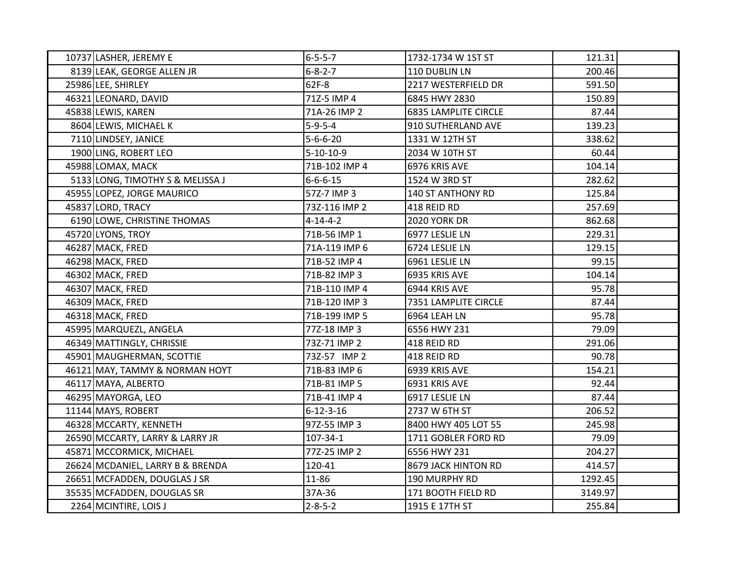| | | | | | |
|---|---|---|---|---|---|
| 10737 | LASHER, JEREMY E | 6-5-5-7 | 1732-1734 W 1ST ST | 121.31 | |
| 8139 | LEAK, GEORGE ALLEN JR | 6-8-2-7 | 110 DUBLIN LN | 200.46 | |
| 25986 | LEE, SHIRLEY | 62F-8 | 2217 WESTERFIELD DR | 591.50 | |
| 46321 | LEONARD, DAVID | 71Z-5 IMP 4 | 6845 HWY 2830 | 150.89 | |
| 45838 | LEWIS, KAREN | 71A-26 IMP 2 | 6835 LAMPLITE CIRCLE | 87.44 | |
| 8604 | LEWIS, MICHAEL K | 5-9-5-4 | 910 SUTHERLAND AVE | 139.23 | |
| 7110 | LINDSEY, JANICE | 5-6-6-20 | 1331 W 12TH ST | 338.62 | |
| 1900 | LING, ROBERT LEO | 5-10-10-9 | 2034 W 10TH ST | 60.44 | |
| 45988 | LOMAX, MACK | 71B-102 IMP 4 | 6976 KRIS AVE | 104.14 | |
| 5133 | LONG, TIMOTHY S & MELISSA J | 6-6-6-15 | 1524 W 3RD ST | 282.62 | |
| 45955 | LOPEZ, JORGE MAURICO | 57Z-7 IMP 3 | 140 ST ANTHONY RD | 125.84 | |
| 45837 | LORD, TRACY | 73Z-116 IMP 2 | 418 REID RD | 257.69 | |
| 6190 | LOWE, CHRISTINE THOMAS | 4-14-4-2 | 2020 YORK DR | 862.68 | |
| 45720 | LYONS, TROY | 71B-56 IMP 1 | 6977 LESLIE LN | 229.31 | |
| 46287 | MACK, FRED | 71A-119 IMP 6 | 6724 LESLIE LN | 129.15 | |
| 46298 | MACK, FRED | 71B-52 IMP 4 | 6961 LESLIE LN | 99.15 | |
| 46302 | MACK, FRED | 71B-82 IMP 3 | 6935 KRIS AVE | 104.14 | |
| 46307 | MACK, FRED | 71B-110 IMP 4 | 6944 KRIS AVE | 95.78 | |
| 46309 | MACK, FRED | 71B-120 IMP 3 | 7351 LAMPLITE CIRCLE | 87.44 | |
| 46318 | MACK, FRED | 71B-199 IMP 5 | 6964 LEAH LN | 95.78 | |
| 45995 | MARQUEZL, ANGELA | 77Z-18 IMP 3 | 6556 HWY 231 | 79.09 | |
| 46349 | MATTINGLY, CHRISSIE | 73Z-71 IMP 2 | 418 REID RD | 291.06 | |
| 45901 | MAUGHERMAN, SCOTTIE | 73Z-57 IMP 2 | 418 REID RD | 90.78 | |
| 46121 | MAY, TAMMY & NORMAN HOYT | 71B-83 IMP 6 | 6939 KRIS AVE | 154.21 | |
| 46117 | MAYA, ALBERTO | 71B-81 IMP 5 | 6931 KRIS AVE | 92.44 | |
| 46295 | MAYORGA, LEO | 71B-41 IMP 4 | 6917 LESLIE LN | 87.44 | |
| 11144 | MAYS, ROBERT | 6-12-3-16 | 2737 W 6TH ST | 206.52 | |
| 46328 | MCCARTY, KENNETH | 97Z-55 IMP 3 | 8400 HWY 405 LOT 55 | 245.98 | |
| 26590 | MCCARTY, LARRY & LARRY JR | 107-34-1 | 1711 GOBLER FORD RD | 79.09 | |
| 45871 | MCCORMICK, MICHAEL | 77Z-25 IMP 2 | 6556 HWY 231 | 204.27 | |
| 26624 | MCDANIEL, LARRY B & BRENDA | 120-41 | 8679 JACK HINTON RD | 414.57 | |
| 26651 | MCFADDEN, DOUGLAS J SR | 11-86 | 190 MURPHY RD | 1292.45 | |
| 35535 | MCFADDEN, DOUGLAS SR | 37A-36 | 171 BOOTH FIELD RD | 3149.97 | |
| 2264 | MCINTIRE, LOIS J | 2-8-5-2 | 1915 E 17TH ST | 255.84 | |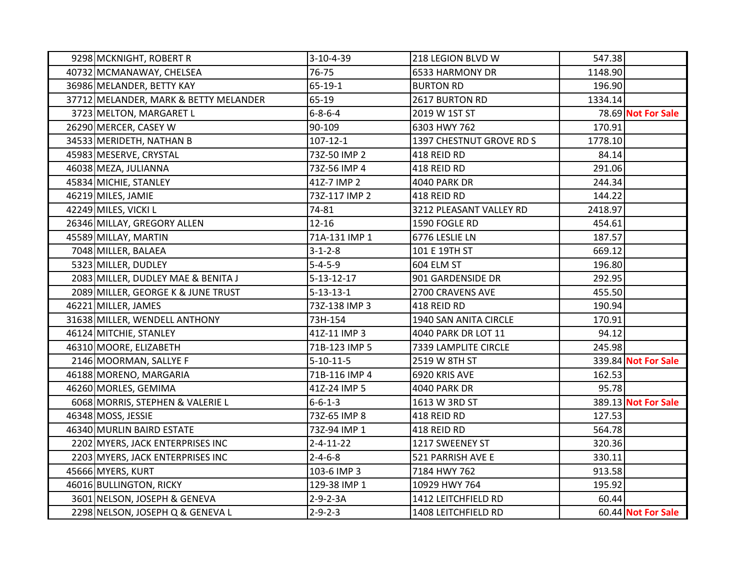| | | | | | |
|---|---|---|---|---|---|
| 9298 | MCKNIGHT, ROBERT R | 3-10-4-39 | 218 LEGION BLVD W | 547.38 | |
| 40732 | MCMANAWAY, CHELSEA | 76-75 | 6533 HARMONY DR | 1148.90 | |
| 36986 | MELANDER, BETTY KAY | 65-19-1 | BURTON RD | 196.90 | |
| 37712 | MELANDER, MARK & BETTY MELANDER | 65-19 | 2617 BURTON RD | 1334.14 | |
| 3723 | MELTON, MARGARET L | 6-8-6-4 | 2019 W 1ST ST | 78.69 | **Not For Sale** |
| 26290 | MERCER, CASEY W | 90-109 | 6303 HWY 762 | 170.91 | |
| 34533 | MERIDETH, NATHAN B | 107-12-1 | 1397 CHESTNUT GROVE RD S | 1778.10 | |
| 45983 | MESERVE, CRYSTAL | 73Z-50 IMP 2 | 418 REID RD | 84.14 | |
| 46038 | MEZA, JULIANNA | 73Z-56 IMP 4 | 418 REID RD | 291.06 | |
| 45834 | MICHIE, STANLEY | 41Z-7 IMP 2 | 4040 PARK DR | 244.34 | |
| 46219 | MILES, JAMIE | 73Z-117 IMP 2 | 418 REID RD | 144.22 | |
| 42249 | MILES, VICKI L | 74-81 | 3212 PLEASANT VALLEY RD | 2418.97 | |
| 26346 | MILLAY, GREGORY ALLEN | 12-16 | 1590 FOGLE RD | 454.61 | |
| 45589 | MILLAY, MARTIN | 71A-131 IMP 1 | 6776 LESLIE LN | 187.57 | |
| 7048 | MILLER, BALAEA | 3-1-2-8 | 101 E 19TH ST | 669.12 | |
| 5323 | MILLER, DUDLEY | 5-4-5-9 | 604 ELM ST | 196.80 | |
| 2083 | MILLER, DUDLEY MAE & BENITA J | 5-13-12-17 | 901 GARDENSIDE DR | 292.95 | |
| 2089 | MILLER, GEORGE K & JUNE TRUST | 5-13-13-1 | 2700 CRAVENS AVE | 455.50 | |
| 46221 | MILLER, JAMES | 73Z-138 IMP 3 | 418 REID RD | 190.94 | |
| 31638 | MILLER, WENDELL ANTHONY | 73H-154 | 1940 SAN ANITA CIRCLE | 170.91 | |
| 46124 | MITCHIE, STANLEY | 41Z-11 IMP 3 | 4040 PARK DR LOT 11 | 94.12 | |
| 46310 | MOORE, ELIZABETH | 71B-123 IMP 5 | 7339 LAMPLITE CIRCLE | 245.98 | |
| 2146 | MOORMAN, SALLYE F | 5-10-11-5 | 2519 W 8TH ST | 339.84 | **Not For Sale** |
| 46188 | MORENO, MARGARIA | 71B-116 IMP 4 | 6920 KRIS AVE | 162.53 | |
| 46260 | MORLES, GEMIMA | 41Z-24 IMP 5 | 4040 PARK DR | 95.78 | |
| 6068 | MORRIS, STEPHEN & VALERIE L | 6-6-1-3 | 1613 W 3RD ST | 389.13 | **Not For Sale** |
| 46348 | MOSS, JESSIE | 73Z-65 IMP 8 | 418 REID RD | 127.53 | |
| 46340 | MURLIN BAIRD ESTATE | 73Z-94 IMP 1 | 418 REID RD | 564.78 | |
| 2202 | MYERS, JACK ENTERPRISES INC | 2-4-11-22 | 1217 SWEENEY ST | 320.36 | |
| 2203 | MYERS, JACK ENTERPRISES INC | 2-4-6-8 | 521 PARRISH AVE E | 330.11 | |
| 45666 | MYERS, KURT | 103-6 IMP 3 | 7184 HWY 762 | 913.58 | |
| 46016 | BULLINGTON, RICKY | 129-38 IMP 1 | 10929 HWY 764 | 195.92 | |
| 3601 | NELSON, JOSEPH & GENEVA | 2-9-2-3A | 1412 LEITCHFIELD RD | 60.44 | |
| 2298 | NELSON, JOSEPH Q & GENEVA L | 2-9-2-3 | 1408 LEITCHFIELD RD | 60.44 | **Not For Sale** |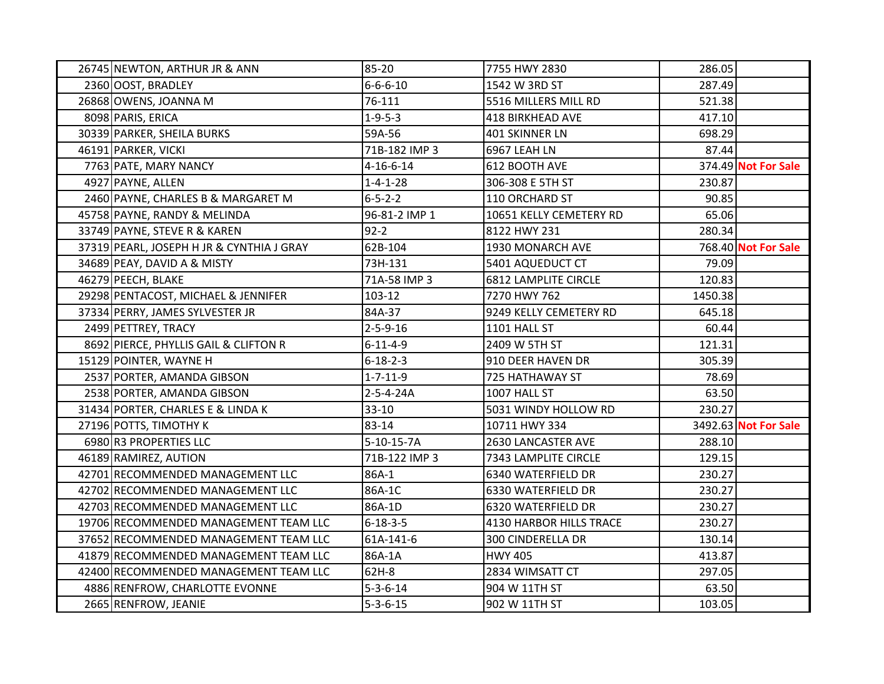| | | | | | |
|---|---|---|---|---|---|
| 26745 | NEWTON, ARTHUR JR & ANN | 85-20 | 7755 HWY 2830 | 286.05 | |
| 2360 | OOST, BRADLEY | 6-6-6-10 | 1542 W 3RD ST | 287.49 | |
| 26868 | OWENS, JOANNA M | 76-111 | 5516 MILLERS MILL RD | 521.38 | |
| 8098 | PARIS, ERICA | 1-9-5-3 | 418 BIRKHEAD AVE | 417.10 | |
| 30339 | PARKER, SHEILA BURKS | 59A-56 | 401 SKINNER LN | 698.29 | |
| 46191 | PARKER, VICKI | 71B-182 IMP 3 | 6967 LEAH LN | 87.44 | |
| 7763 | PATE, MARY NANCY | 4-16-6-14 | 612 BOOTH AVE | 374.49 | **Not For Sale** |
| 4927 | PAYNE, ALLEN | 1-4-1-28 | 306-308 E 5TH ST | 230.87 | |
| 2460 | PAYNE, CHARLES B & MARGARET M | 6-5-2-2 | 110 ORCHARD ST | 90.85 | |
| 45758 | PAYNE, RANDY & MELINDA | 96-81-2 IMP 1 | 10651 KELLY CEMETERY RD | 65.06 | |
| 33749 | PAYNE, STEVE R & KAREN | 92-2 | 8122 HWY 231 | 280.34 | |
| 37319 | PEARL, JOSEPH H JR & CYNTHIA J GRAY | 62B-104 | 1930 MONARCH AVE | 768.40 | **Not For Sale** |
| 34689 | PEAY, DAVID A & MISTY | 73H-131 | 5401 AQUEDUCT CT | 79.09 | |
| 46279 | PEECH, BLAKE | 71A-58 IMP 3 | 6812 LAMPLITE CIRCLE | 120.83 | |
| 29298 | PENTACOST, MICHAEL & JENNIFER | 103-12 | 7270 HWY 762 | 1450.38 | |
| 37334 | PERRY, JAMES SYLVESTER JR | 84A-37 | 9249 KELLY CEMETERY RD | 645.18 | |
| 2499 | PETTREY, TRACY | 2-5-9-16 | 1101 HALL ST | 60.44 | |
| 8692 | PIERCE, PHYLLIS GAIL & CLIFTON R | 6-11-4-9 | 2409 W 5TH ST | 121.31 | |
| 15129 | POINTER, WAYNE H | 6-18-2-3 | 910 DEER HAVEN DR | 305.39 | |
| 2537 | PORTER, AMANDA GIBSON | 1-7-11-9 | 725 HATHAWAY ST | 78.69 | |
| 2538 | PORTER, AMANDA GIBSON | 2-5-4-24A | 1007 HALL ST | 63.50 | |
| 31434 | PORTER, CHARLES E & LINDA K | 33-10 | 5031 WINDY HOLLOW RD | 230.27 | |
| 27196 | POTTS, TIMOTHY K | 83-14 | 10711 HWY 334 | 3492.63 | **Not For Sale** |
| 6980 | R3 PROPERTIES LLC | 5-10-15-7A | 2630 LANCASTER AVE | 288.10 | |
| 46189 | RAMIREZ, AUTION | 71B-122 IMP 3 | 7343 LAMPLITE CIRCLE | 129.15 | |
| 42701 | RECOMMENDED MANAGEMENT LLC | 86A-1 | 6340 WATERFIELD DR | 230.27 | |
| 42702 | RECOMMENDED MANAGEMENT LLC | 86A-1C | 6330 WATERFIELD DR | 230.27 | |
| 42703 | RECOMMENDED MANAGEMENT LLC | 86A-1D | 6320 WATERFIELD DR | 230.27 | |
| 19706 | RECOMMENDED MANAGEMENT TEAM LLC | 6-18-3-5 | 4130 HARBOR HILLS TRACE | 230.27 | |
| 37652 | RECOMMENDED MANAGEMENT TEAM LLC | 61A-141-6 | 300 CINDERELLA DR | 130.14 | |
| 41879 | RECOMMENDED MANAGEMENT TEAM LLC | 86A-1A | HWY 405 | 413.87 | |
| 42400 | RECOMMENDED MANAGEMENT TEAM LLC | 62H-8 | 2834 WIMSATT CT | 297.05 | |
| 4886 | RENFROW, CHARLOTTE EVONNE | 5-3-6-14 | 904 W 11TH ST | 63.50 | |
| 2665 | RENFROW, JEANIE | 5-3-6-15 | 902 W 11TH ST | 103.05 | |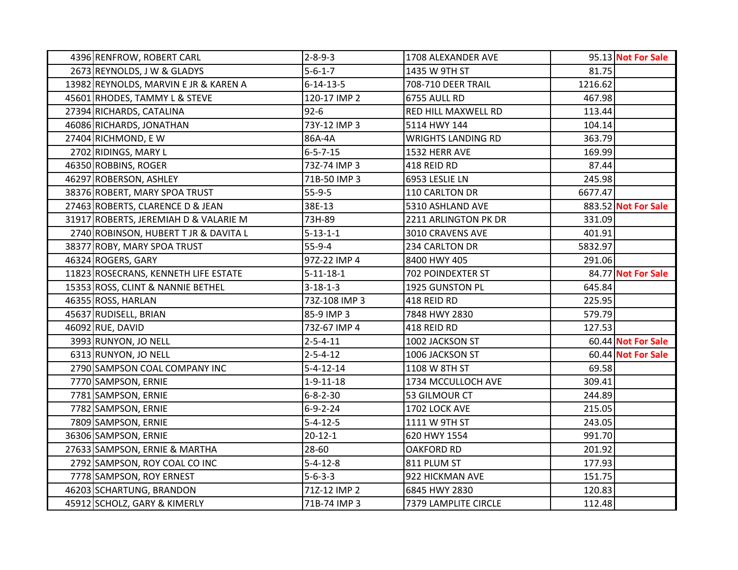| | | | | | |
|---|---|---|---|---|---|
| 4396 | RENFROW, ROBERT CARL | 2-8-9-3 | 1708 ALEXANDER AVE | 95.13 | **Not For Sale** |
| 2673 | REYNOLDS, J W & GLADYS | 5-6-1-7 | 1435 W 9TH ST | 81.75 | |
| 13982 | REYNOLDS, MARVIN E JR & KAREN A | 6-14-13-5 | 708-710 DEER TRAIL | 1216.62 | |
| 45601 | RHODES, TAMMY L & STEVE | 120-17 IMP 2 | 6755 AULL RD | 467.98 | |
| 27394 | RICHARDS, CATALINA | 92-6 | RED HILL MAXWELL RD | 113.44 | |
| 46086 | RICHARDS, JONATHAN | 73Y-12 IMP 3 | 5114 HWY 144 | 104.14 | |
| 27404 | RICHMOND, E W | 86A-4A | WRIGHTS LANDING RD | 363.79 | |
| 2702 | RIDINGS, MARY L | 6-5-7-15 | 1532 HERR AVE | 169.99 | |
| 46350 | ROBBINS, ROGER | 73Z-74 IMP 3 | 418 REID RD | 87.44 | |
| 46297 | ROBERSON, ASHLEY | 71B-50 IMP 3 | 6953 LESLIE LN | 245.98 | |
| 38376 | ROBERT, MARY SPOA TRUST | 55-9-5 | 110 CARLTON DR | 6677.47 | |
| 27463 | ROBERTS, CLARENCE D & JEAN | 38E-13 | 5310 ASHLAND AVE | 883.52 | **Not For Sale** |
| 31917 | ROBERTS, JEREMIAH D & VALARIE M | 73H-89 | 2211 ARLINGTON PK DR | 331.09 | |
| 2740 | ROBINSON, HUBERT T JR & DAVITA L | 5-13-1-1 | 3010 CRAVENS AVE | 401.91 | |
| 38377 | ROBY, MARY SPOA TRUST | 55-9-4 | 234 CARLTON DR | 5832.97 | |
| 46324 | ROGERS, GARY | 97Z-22 IMP 4 | 8400 HWY 405 | 291.06 | |
| 11823 | ROSECRANS, KENNETH LIFE ESTATE | 5-11-18-1 | 702 POINDEXTER ST | 84.77 | **Not For Sale** |
| 15353 | ROSS, CLINT & NANNIE BETHEL | 3-18-1-3 | 1925 GUNSTON PL | 645.84 | |
| 46355 | ROSS, HARLAN | 73Z-108 IMP 3 | 418 REID RD | 225.95 | |
| 45637 | RUDISELL, BRIAN | 85-9 IMP 3 | 7848 HWY 2830 | 579.79 | |
| 46092 | RUE, DAVID | 73Z-67 IMP 4 | 418 REID RD | 127.53 | |
| 3993 | RUNYON, JO NELL | 2-5-4-11 | 1002 JACKSON ST | 60.44 | **Not For Sale** |
| 6313 | RUNYON, JO NELL | 2-5-4-12 | 1006 JACKSON ST | 60.44 | **Not For Sale** |
| 2790 | SAMPSON COAL COMPANY INC | 5-4-12-14 | 1108 W 8TH ST | 69.58 | |
| 7770 | SAMPSON, ERNIE | 1-9-11-18 | 1734 MCCULLOCH AVE | 309.41 | |
| 7781 | SAMPSON, ERNIE | 6-8-2-30 | 53 GILMOUR CT | 244.89 | |
| 7782 | SAMPSON, ERNIE | 6-9-2-24 | 1702 LOCK AVE | 215.05 | |
| 7809 | SAMPSON, ERNIE | 5-4-12-5 | 1111 W 9TH ST | 243.05 | |
| 36306 | SAMPSON, ERNIE | 20-12-1 | 620 HWY 1554 | 991.70 | |
| 27633 | SAMPSON, ERNIE & MARTHA | 28-60 | OAKFORD RD | 201.92 | |
| 2792 | SAMPSON, ROY COAL CO INC | 5-4-12-8 | 811 PLUM ST | 177.93 | |
| 7778 | SAMPSON, ROY ERNEST | 5-6-3-3 | 922 HICKMAN AVE | 151.75 | |
| 46203 | SCHARTUNG, BRANDON | 71Z-12 IMP 2 | 6845 HWY 2830 | 120.83 | |
| 45912 | SCHOLZ, GARY & KIMERLY | 71B-74 IMP 3 | 7379 LAMPLITE CIRCLE | 112.48 | |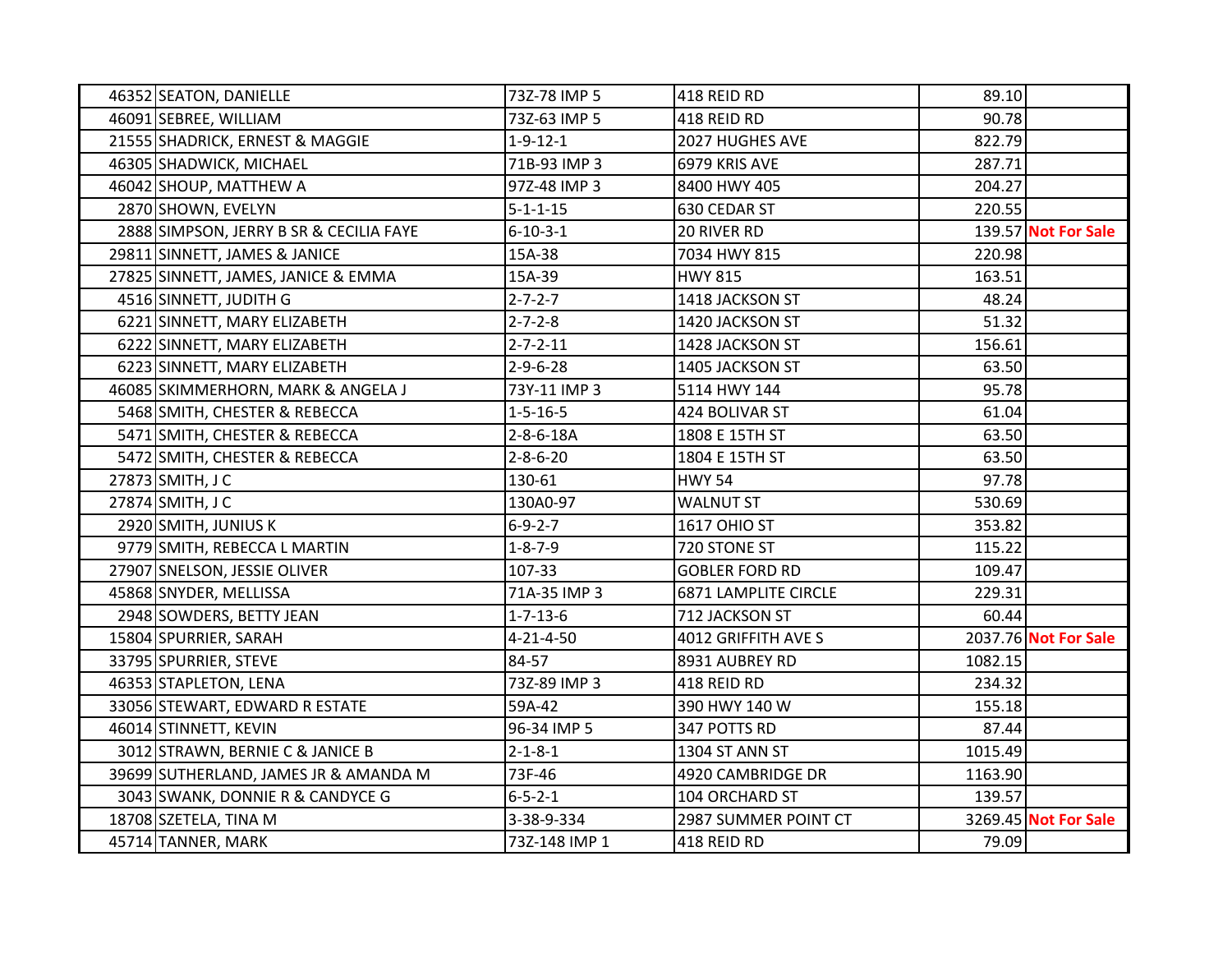| | | | | | |
|---|---|---|---|---|---|
| 46352 | SEATON, DANIELLE | 73Z-78 IMP 5 | 418 REID RD | 89.10 | |
| 46091 | SEBREE, WILLIAM | 73Z-63 IMP 5 | 418 REID RD | 90.78 | |
| 21555 | SHADRICK, ERNEST & MAGGIE | 1-9-12-1 | 2027 HUGHES AVE | 822.79 | |
| 46305 | SHADWICK, MICHAEL | 71B-93 IMP 3 | 6979 KRIS AVE | 287.71 | |
| 46042 | SHOUP, MATTHEW A | 97Z-48 IMP 3 | 8400 HWY 405 | 204.27 | |
| 2870 | SHOWN, EVELYN | 5-1-1-15 | 630 CEDAR ST | 220.55 | |
| 2888 | SIMPSON, JERRY B SR & CECILIA FAYE | 6-10-3-1 | 20 RIVER RD | 139.57 | **Not For Sale** |
| 29811 | SINNETT, JAMES & JANICE | 15A-38 | 7034 HWY 815 | 220.98 | |
| 27825 | SINNETT, JAMES, JANICE & EMMA | 15A-39 | HWY 815 | 163.51 | |
| 4516 | SINNETT, JUDITH G | 2-7-2-7 | 1418 JACKSON ST | 48.24 | |
| 6221 | SINNETT, MARY ELIZABETH | 2-7-2-8 | 1420 JACKSON ST | 51.32 | |
| 6222 | SINNETT, MARY ELIZABETH | 2-7-2-11 | 1428 JACKSON ST | 156.61 | |
| 6223 | SINNETT, MARY ELIZABETH | 2-9-6-28 | 1405 JACKSON ST | 63.50 | |
| 46085 | SKIMMERHORN, MARK & ANGELA J | 73Y-11 IMP 3 | 5114 HWY 144 | 95.78 | |
| 5468 | SMITH, CHESTER & REBECCA | 1-5-16-5 | 424 BOLIVAR ST | 61.04 | |
| 5471 | SMITH, CHESTER & REBECCA | 2-8-6-18A | 1808 E 15TH ST | 63.50 | |
| 5472 | SMITH, CHESTER & REBECCA | 2-8-6-20 | 1804 E 15TH ST | 63.50 | |
| 27873 | SMITH, J C | 130-61 | HWY 54 | 97.78 | |
| 27874 | SMITH, J C | 130A0-97 | WALNUT ST | 530.69 | |
| 2920 | SMITH, JUNIUS K | 6-9-2-7 | 1617 OHIO ST | 353.82 | |
| 9779 | SMITH, REBECCA L MARTIN | 1-8-7-9 | 720 STONE ST | 115.22 | |
| 27907 | SNELSON, JESSIE OLIVER | 107-33 | GOBLER FORD RD | 109.47 | |
| 45868 | SNYDER, MELLISSA | 71A-35 IMP 3 | 6871 LAMPLITE CIRCLE | 229.31 | |
| 2948 | SOWDERS, BETTY JEAN | 1-7-13-6 | 712 JACKSON ST | 60.44 | |
| 15804 | SPURRIER, SARAH | 4-21-4-50 | 4012 GRIFFITH AVE S | 2037.76 | **Not For Sale** |
| 33795 | SPURRIER, STEVE | 84-57 | 8931 AUBREY RD | 1082.15 | |
| 46353 | STAPLETON, LENA | 73Z-89 IMP 3 | 418 REID RD | 234.32 | |
| 33056 | STEWART, EDWARD R ESTATE | 59A-42 | 390 HWY 140 W | 155.18 | |
| 46014 | STINNETT, KEVIN | 96-34 IMP 5 | 347 POTTS RD | 87.44 | |
| 3012 | STRAWN, BERNIE C & JANICE B | 2-1-8-1 | 1304 ST ANN ST | 1015.49 | |
| 39699 | SUTHERLAND, JAMES JR & AMANDA M | 73F-46 | 4920 CAMBRIDGE DR | 1163.90 | |
| 3043 | SWANK, DONNIE R & CANDYCE G | 6-5-2-1 | 104 ORCHARD ST | 139.57 | |
| 18708 | SZETELA, TINA M | 3-38-9-334 | 2987 SUMMER POINT CT | 3269.45 | **Not For Sale** |
| 45714 | TANNER, MARK | 73Z-148 IMP 1 | 418 REID RD | 79.09 | |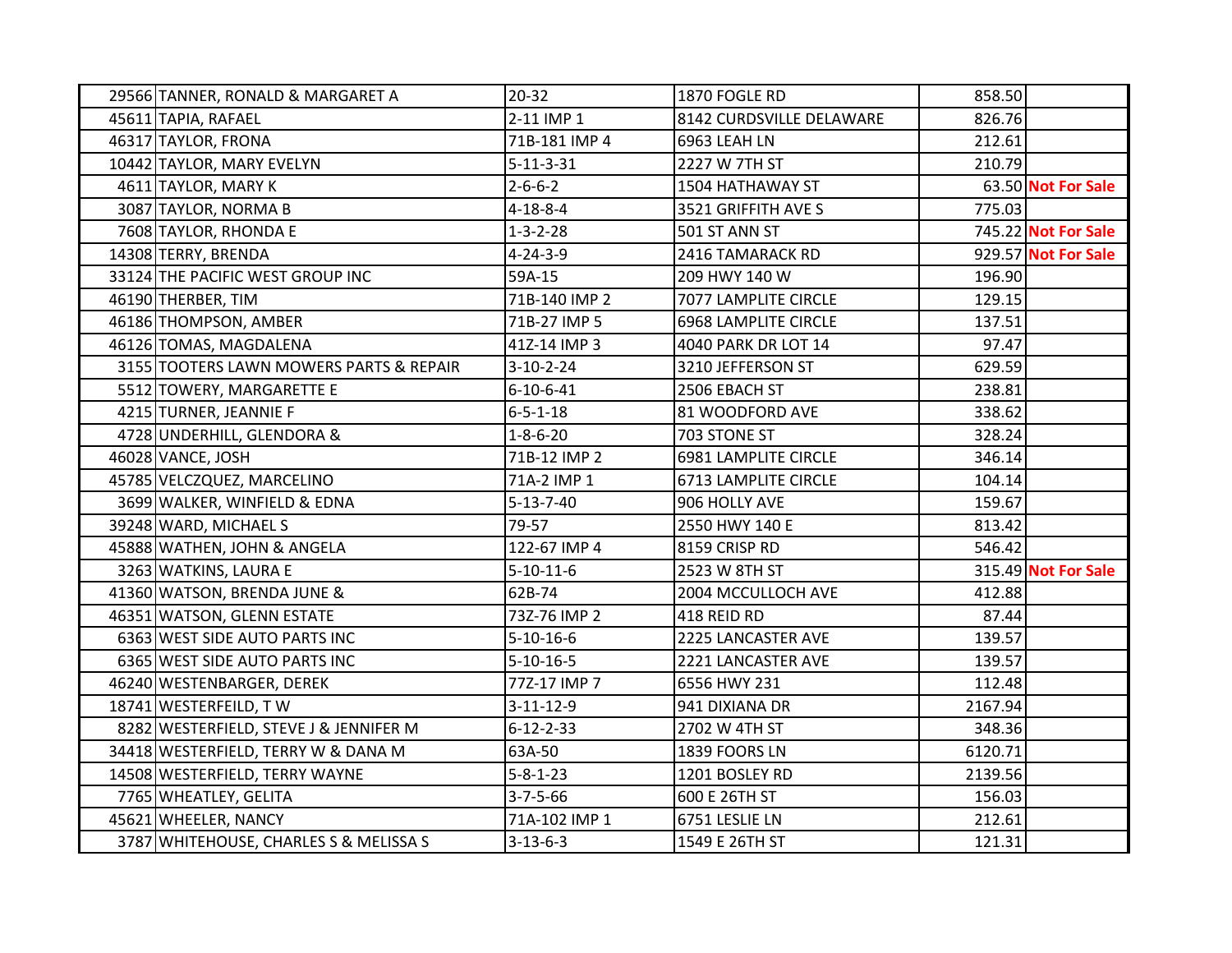| | | | | | |
|---|---|---|---|---|---|
| 29566 | TANNER, RONALD & MARGARET A | 20-32 | 1870 FOGLE RD | 858.50 | |
| 45611 | TAPIA, RAFAEL | 2-11 IMP 1 | 8142 CURDSVILLE DELAWARE | 826.76 | |
| 46317 | TAYLOR, FRONA | 71B-181 IMP 4 | 6963 LEAH LN | 212.61 | |
| 10442 | TAYLOR, MARY EVELYN | 5-11-3-31 | 2227 W 7TH ST | 210.79 | |
| 4611 | TAYLOR, MARY K | 2-6-6-2 | 1504 HATHAWAY ST | 63.50 | **Not For Sale** |
| 3087 | TAYLOR, NORMA B | 4-18-8-4 | 3521 GRIFFITH AVE S | 775.03 | |
| 7608 | TAYLOR, RHONDA E | 1-3-2-28 | 501 ST ANN ST | 745.22 | **Not For Sale** |
| 14308 | TERRY, BRENDA | 4-24-3-9 | 2416 TAMARACK RD | 929.57 | **Not For Sale** |
| 33124 | THE PACIFIC WEST GROUP INC | 59A-15 | 209 HWY 140 W | 196.90 | |
| 46190 | THERBER, TIM | 71B-140 IMP 2 | 7077 LAMPLITE CIRCLE | 129.15 | |
| 46186 | THOMPSON, AMBER | 71B-27 IMP 5 | 6968 LAMPLITE CIRCLE | 137.51 | |
| 46126 | TOMAS, MAGDALENA | 41Z-14 IMP 3 | 4040 PARK DR LOT 14 | 97.47 | |
| 3155 | TOOTERS LAWN MOWERS PARTS & REPAIR | 3-10-2-24 | 3210 JEFFERSON ST | 629.59 | |
| 5512 | TOWERY, MARGARETTE E | 6-10-6-41 | 2506 EBACH ST | 238.81 | |
| 4215 | TURNER, JEANNIE F | 6-5-1-18 | 81 WOODFORD AVE | 338.62 | |
| 4728 | UNDERHILL, GLENDORA & | 1-8-6-20 | 703 STONE ST | 328.24 | |
| 46028 | VANCE, JOSH | 71B-12 IMP 2 | 6981 LAMPLITE CIRCLE | 346.14 | |
| 45785 | VELCZQUEZ, MARCELINO | 71A-2 IMP 1 | 6713 LAMPLITE CIRCLE | 104.14 | |
| 3699 | WALKER, WINFIELD & EDNA | 5-13-7-40 | 906 HOLLY AVE | 159.67 | |
| 39248 | WARD, MICHAEL S | 79-57 | 2550 HWY 140 E | 813.42 | |
| 45888 | WATHEN, JOHN & ANGELA | 122-67 IMP 4 | 8159 CRISP RD | 546.42 | |
| 3263 | WATKINS, LAURA E | 5-10-11-6 | 2523 W 8TH ST | 315.49 | **Not For Sale** |
| 41360 | WATSON, BRENDA JUNE & | 62B-74 | 2004 MCCULLOCH AVE | 412.88 | |
| 46351 | WATSON, GLENN ESTATE | 73Z-76 IMP 2 | 418 REID RD | 87.44 | |
| 6363 | WEST SIDE AUTO PARTS INC | 5-10-16-6 | 2225 LANCASTER AVE | 139.57 | |
| 6365 | WEST SIDE AUTO PARTS INC | 5-10-16-5 | 2221 LANCASTER AVE | 139.57 | |
| 46240 | WESTENBARGER, DEREK | 77Z-17 IMP 7 | 6556 HWY 231 | 112.48 | |
| 18741 | WESTERFEILD, T W | 3-11-12-9 | 941 DIXIANA DR | 2167.94 | |
| 8282 | WESTERFIELD, STEVE J & JENNIFER M | 6-12-2-33 | 2702 W 4TH ST | 348.36 | |
| 34418 | WESTERFIELD, TERRY W & DANA M | 63A-50 | 1839 FOORS LN | 6120.71 | |
| 14508 | WESTERFIELD, TERRY WAYNE | 5-8-1-23 | 1201 BOSLEY RD | 2139.56 | |
| 7765 | WHEATLEY, GELITA | 3-7-5-66 | 600 E 26TH ST | 156.03 | |
| 45621 | WHEELER, NANCY | 71A-102 IMP 1 | 6751 LESLIE LN | 212.61 | |
| 3787 | WHITEHOUSE, CHARLES S & MELISSA S | 3-13-6-3 | 1549 E 26TH ST | 121.31 | |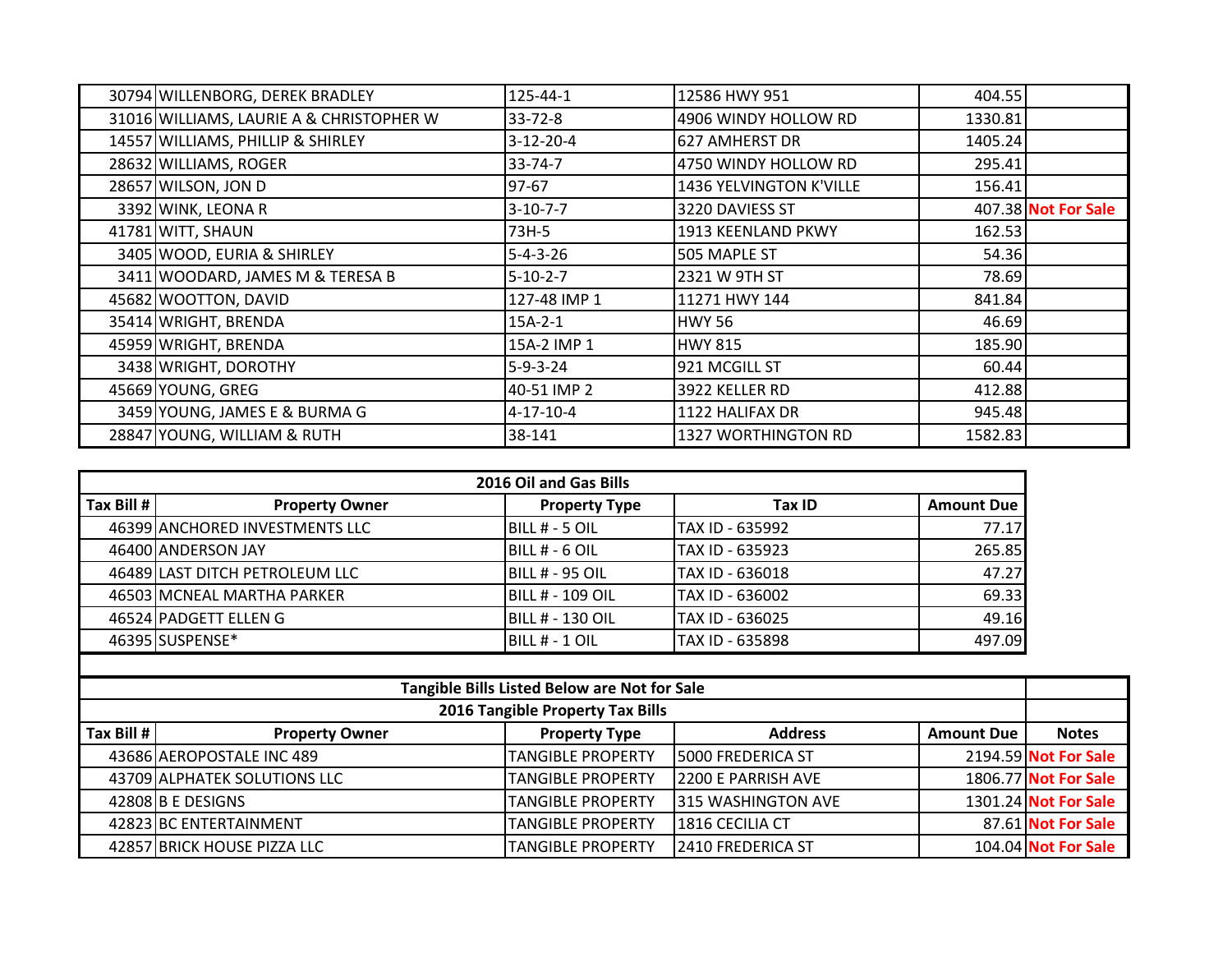| | | | | | |
|---|---|---|---|---|---|
| 30794 | WILLENBORG, DEREK BRADLEY | 125-44-1 | 12586 HWY 951 | 404.55 | |
| 31016 | WILLIAMS, LAURIE A & CHRISTOPHER W | 33-72-8 | 4906 WINDY HOLLOW RD | 1330.81 | |
| 14557 | WILLIAMS, PHILLIP & SHIRLEY | 3-12-20-4 | 627 AMHERST DR | 1405.24 | |
| 28632 | WILLIAMS, ROGER | 33-74-7 | 4750 WINDY HOLLOW RD | 295.41 | |
| 28657 | WILSON, JON D | 97-67 | 1436 YELVINGTON K'VILLE | 156.41 | |
| 3392 | WINK, LEONA R | 3-10-7-7 | 3220 DAVIESS ST | 407.38 | **Not For Sale** |
| 41781 | WITT, SHAUN | 73H-5 | 1913 KEENLAND PKWY | 162.53 | |
| 3405 | WOOD, EURIA & SHIRLEY | 5-4-3-26 | 505 MAPLE ST | 54.36 | |
| 3411 | WOODARD, JAMES M & TERESA B | 5-10-2-7 | 2321 W 9TH ST | 78.69 | |
| 45682 | WOOTTON, DAVID | 127-48 IMP 1 | 11271 HWY 144 | 841.84 | |
| 35414 | WRIGHT, BRENDA | 15A-2-1 | HWY 56 | 46.69 | |
| 45959 | WRIGHT, BRENDA | 15A-2 IMP 1 | HWY 815 | 185.90 | |
| 3438 | WRIGHT, DOROTHY | 5-9-3-24 | 921 MCGILL ST | 60.44 | |
| 45669 | YOUNG, GREG | 40-51 IMP 2 | 3922 KELLER RD | 412.88 | |
| 3459 | YOUNG, JAMES E & BURMA G | 4-17-10-4 | 1122 HALIFAX DR | 945.48 | |
| 28847 | YOUNG, WILLIAM & RUTH | 38-141 | 1327 WORTHINGTON RD | 1582.83 | |

**2016 Oil and Gas Bills**

| Tax Bill # | Property Owner | Property Type | Tax ID | Amount Due |
|---|---|---|---|---|
| 46399 | ANCHORED INVESTMENTS LLC | BILL # - 5 OIL | TAX ID - 635992 | 77.17 |
| 46400 | ANDERSON JAY | BILL # - 6 OIL | TAX ID - 635923 | 265.85 |
| 46489 | LAST DITCH PETROLEUM LLC | BILL # - 95 OIL | TAX ID - 636018 | 47.27 |
| 46503 | MCNEAL MARTHA PARKER | BILL # - 109 OIL | TAX ID - 636002 | 69.33 |
| 46524 | PADGETT ELLEN G | BILL # - 130 OIL | TAX ID - 636025 | 49.16 |
| 46395 | SUSPENSE* | BILL # - 1 OIL | TAX ID - 635898 | 497.09 |

**Tangible Bills Listed Below are Not for Sale**

**2016 Tangible Property Tax Bills**

| Tax Bill # | Property Owner | Property Type | Address | Amount Due | Notes |
|---|---|---|---|---|---|
| 43686 | AEROPOSTALE INC 489 | TANGIBLE PROPERTY | 5000 FREDERICA ST | 2194.59 | **Not For Sale** |
| 43709 | ALPHATEK SOLUTIONS LLC | TANGIBLE PROPERTY | 2200 E PARRISH AVE | 1806.77 | **Not For Sale** |
| 42808 | B E DESIGNS | TANGIBLE PROPERTY | 315 WASHINGTON AVE | 1301.24 | **Not For Sale** |
| 42823 | BC ENTERTAINMENT | TANGIBLE PROPERTY | 1816 CECILIA CT | 87.61 | **Not For Sale** |
| 42857 | BRICK HOUSE PIZZA LLC | TANGIBLE PROPERTY | 2410 FREDERICA ST | 104.04 | **Not For Sale** |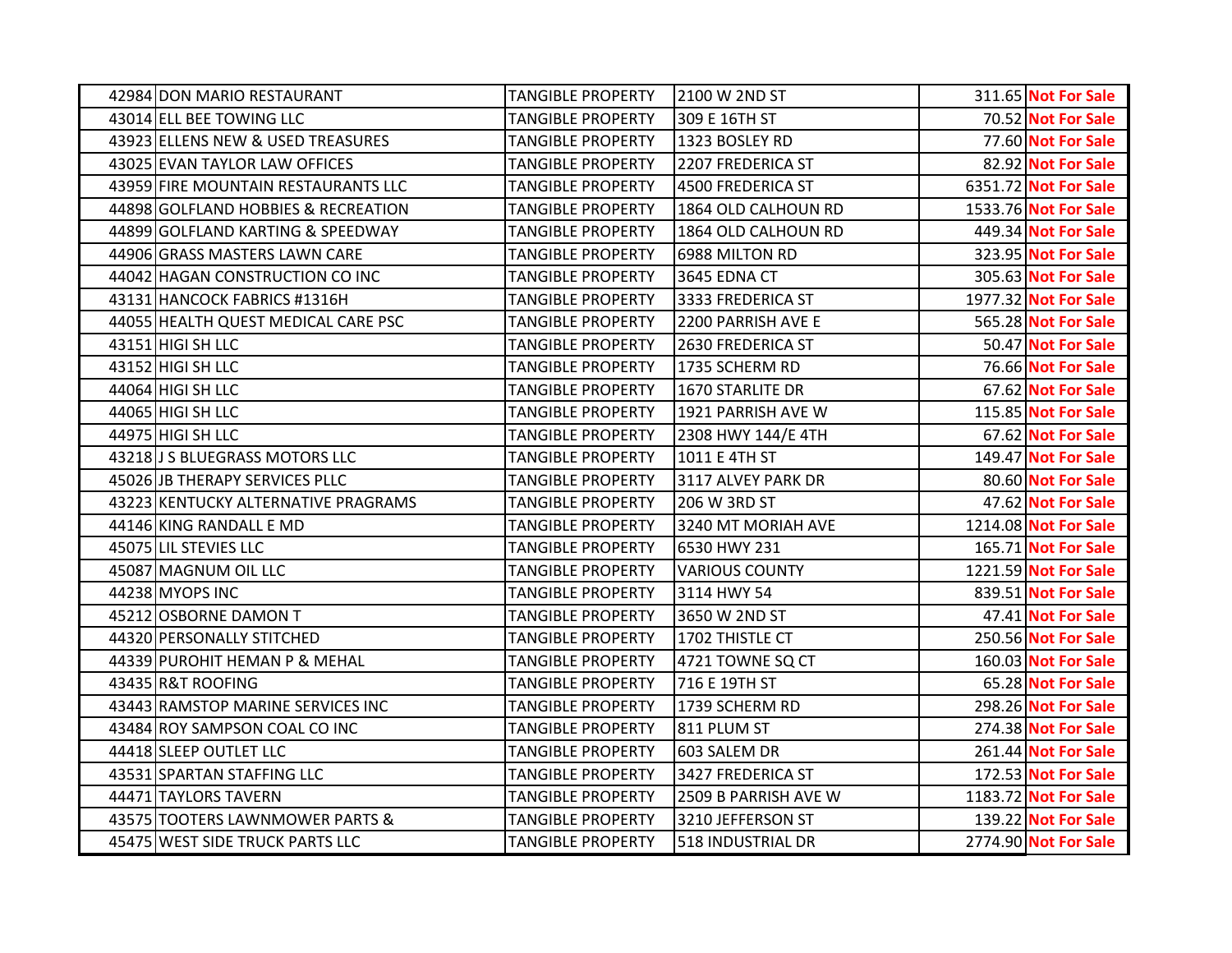| | | | | | |
|---|---|---|---|---|---|
| 42984 | DON MARIO RESTAURANT | TANGIBLE PROPERTY | 2100 W 2ND ST | 311.65 | Not For Sale |
| 43014 | ELL BEE TOWING LLC | TANGIBLE PROPERTY | 309 E 16TH ST | 70.52 | Not For Sale |
| 43923 | ELLENS NEW & USED TREASURES | TANGIBLE PROPERTY | 1323 BOSLEY RD | 77.60 | Not For Sale |
| 43025 | EVAN TAYLOR LAW OFFICES | TANGIBLE PROPERTY | 2207 FREDERICA ST | 82.92 | Not For Sale |
| 43959 | FIRE MOUNTAIN RESTAURANTS LLC | TANGIBLE PROPERTY | 4500 FREDERICA ST | 6351.72 | Not For Sale |
| 44898 | GOLFLAND HOBBIES & RECREATION | TANGIBLE PROPERTY | 1864 OLD CALHOUN RD | 1533.76 | Not For Sale |
| 44899 | GOLFLAND KARTING & SPEEDWAY | TANGIBLE PROPERTY | 1864 OLD CALHOUN RD | 449.34 | Not For Sale |
| 44906 | GRASS MASTERS LAWN CARE | TANGIBLE PROPERTY | 6988 MILTON RD | 323.95 | Not For Sale |
| 44042 | HAGAN CONSTRUCTION CO INC | TANGIBLE PROPERTY | 3645 EDNA CT | 305.63 | Not For Sale |
| 43131 | HANCOCK FABRICS #1316H | TANGIBLE PROPERTY | 3333 FREDERICA ST | 1977.32 | Not For Sale |
| 44055 | HEALTH QUEST MEDICAL CARE PSC | TANGIBLE PROPERTY | 2200 PARRISH AVE E | 565.28 | Not For Sale |
| 43151 | HIGI SH LLC | TANGIBLE PROPERTY | 2630 FREDERICA ST | 50.47 | Not For Sale |
| 43152 | HIGI SH LLC | TANGIBLE PROPERTY | 1735 SCHERM RD | 76.66 | Not For Sale |
| 44064 | HIGI SH LLC | TANGIBLE PROPERTY | 1670 STARLITE DR | 67.62 | Not For Sale |
| 44065 | HIGI SH LLC | TANGIBLE PROPERTY | 1921 PARRISH AVE W | 115.85 | Not For Sale |
| 44975 | HIGI SH LLC | TANGIBLE PROPERTY | 2308 HWY 144/E 4TH | 67.62 | Not For Sale |
| 43218 | J S BLUEGRASS MOTORS LLC | TANGIBLE PROPERTY | 1011 E 4TH ST | 149.47 | Not For Sale |
| 45026 | JB THERAPY SERVICES PLLC | TANGIBLE PROPERTY | 3117 ALVEY PARK DR | 80.60 | Not For Sale |
| 43223 | KENTUCKY ALTERNATIVE PRAGRAMS | TANGIBLE PROPERTY | 206 W 3RD ST | 47.62 | Not For Sale |
| 44146 | KING RANDALL E MD | TANGIBLE PROPERTY | 3240 MT MORIAH AVE | 1214.08 | Not For Sale |
| 45075 | LIL STEVIES LLC | TANGIBLE PROPERTY | 6530 HWY 231 | 165.71 | Not For Sale |
| 45087 | MAGNUM OIL LLC | TANGIBLE PROPERTY | VARIOUS COUNTY | 1221.59 | Not For Sale |
| 44238 | MYOPS INC | TANGIBLE PROPERTY | 3114 HWY 54 | 839.51 | Not For Sale |
| 45212 | OSBORNE DAMON T | TANGIBLE PROPERTY | 3650 W 2ND ST | 47.41 | Not For Sale |
| 44320 | PERSONALLY STITCHED | TANGIBLE PROPERTY | 1702 THISTLE CT | 250.56 | Not For Sale |
| 44339 | PUROHIT HEMAN P & MEHAL | TANGIBLE PROPERTY | 4721 TOWNE SQ CT | 160.03 | Not For Sale |
| 43435 | R&T ROOFING | TANGIBLE PROPERTY | 716 E 19TH ST | 65.28 | Not For Sale |
| 43443 | RAMSTOP MARINE SERVICES INC | TANGIBLE PROPERTY | 1739 SCHERM RD | 298.26 | Not For Sale |
| 43484 | ROY SAMPSON COAL CO INC | TANGIBLE PROPERTY | 811 PLUM ST | 274.38 | Not For Sale |
| 44418 | SLEEP OUTLET LLC | TANGIBLE PROPERTY | 603 SALEM DR | 261.44 | Not For Sale |
| 43531 | SPARTAN STAFFING LLC | TANGIBLE PROPERTY | 3427 FREDERICA ST | 172.53 | Not For Sale |
| 44471 | TAYLORS TAVERN | TANGIBLE PROPERTY | 2509 B PARRISH AVE W | 1183.72 | Not For Sale |
| 43575 | TOOTERS LAWNMOWER PARTS & | TANGIBLE PROPERTY | 3210 JEFFERSON ST | 139.22 | Not For Sale |
| 45475 | WEST SIDE TRUCK PARTS LLC | TANGIBLE PROPERTY | 518 INDUSTRIAL DR | 2774.90 | Not For Sale |